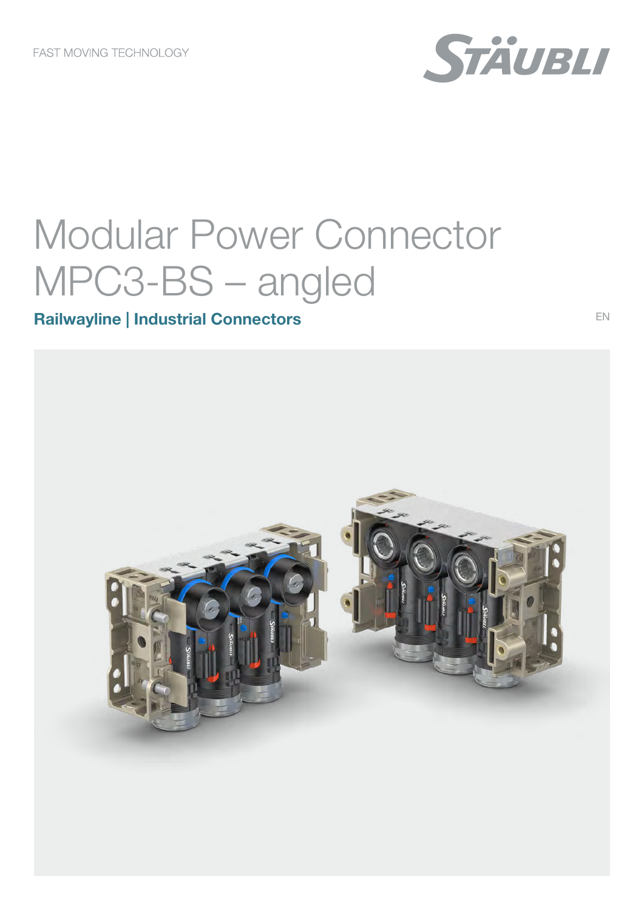FAST MOVING TECHNOLOGY

STÄUBLI

# Modular Power Connector MPC3-BS – angled

**Railwayline | Industrial Connectors**

EN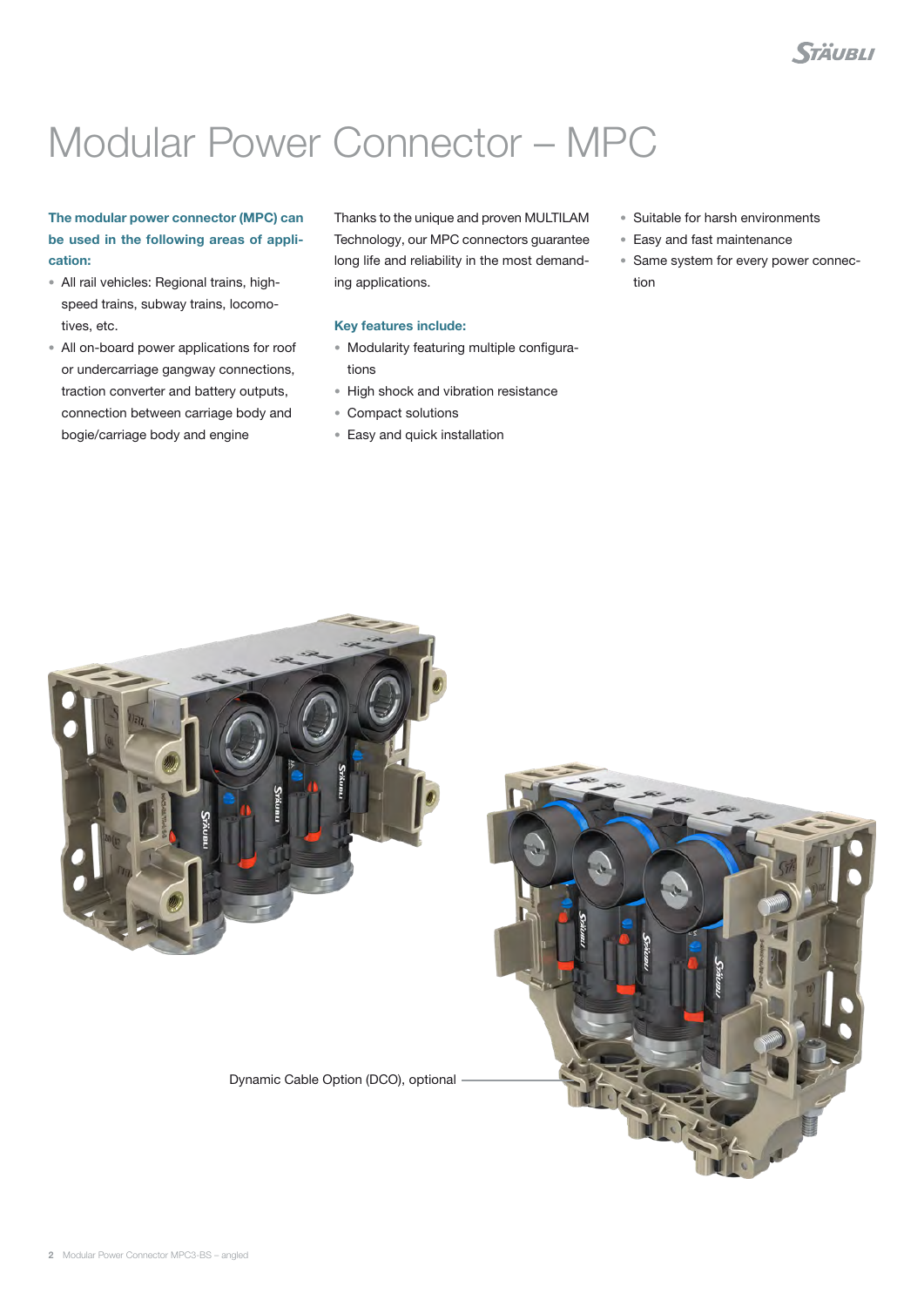# Modular Power Connector – MPC

**The modular power connector (MPC) can be used in the following areas of application:**

- All rail vehicles: Regional trains, high-speed trains, subway trains, locomotives, etc.
- All on-board power applications for roof or undercarriage gangway connections, traction converter and battery outputs, connection between carriage body and bogie/carriage body and engine

Thanks to the unique and proven MULTILAM Technology, our MPC connectors guarantee long life and reliability in the most demanding applications.

**Key features include:**

- Modularity featuring multiple configurations
- High shock and vibration resistance
- Compact solutions
- Easy and quick installation
- Suitable for harsh environments
- Easy and fast maintenance
- Same system for every power connection

Dynamic Cable Option (DCO), optional

Modular Power Connector MPC3-BS – angled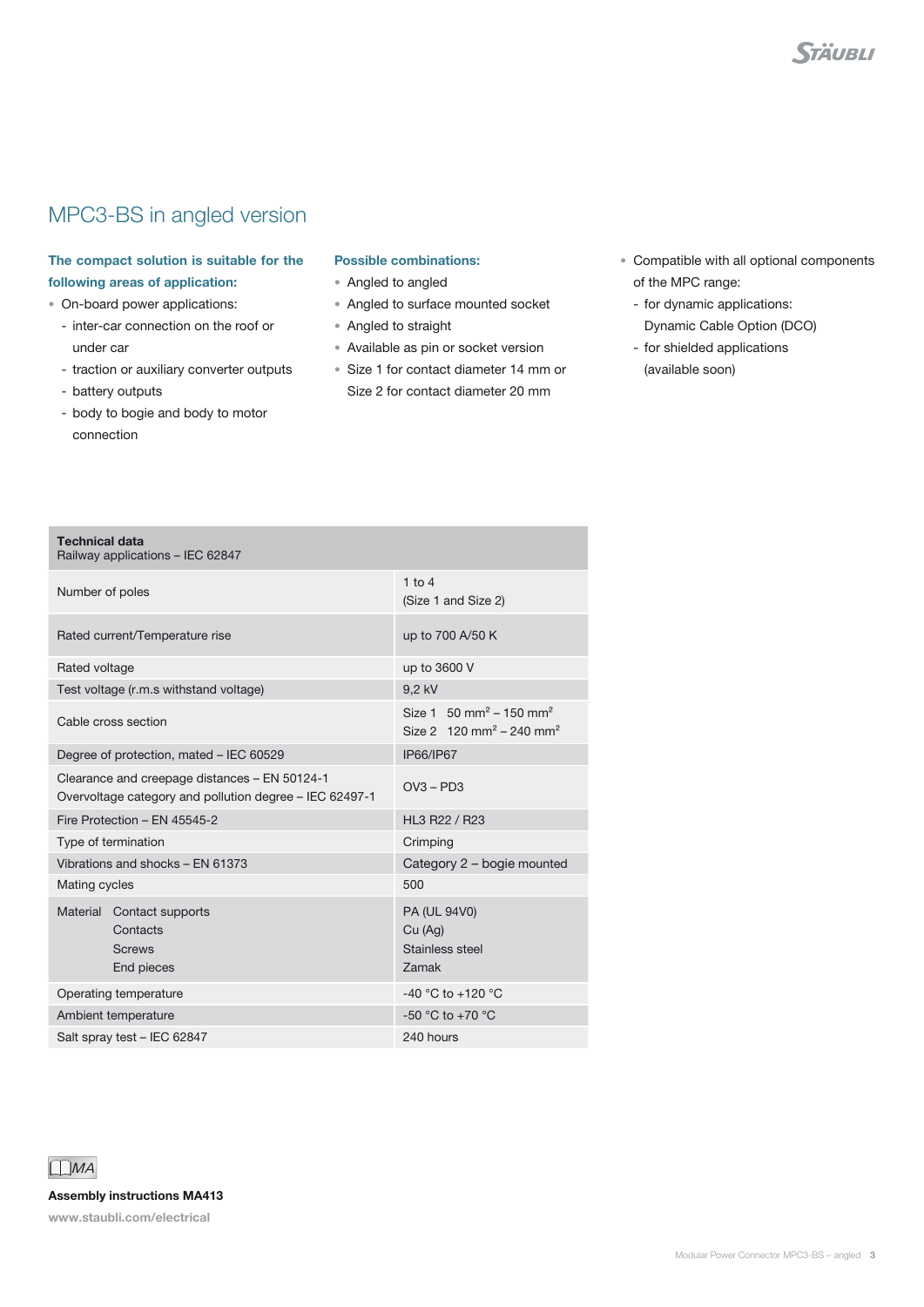# MPC3-BS in angled version

**The compact solution is suitable for the following areas of application:**

- On-board power applications:
  - inter-car connection on the roof or under car
  - traction or auxiliary converter outputs
  - battery outputs
  - body to bogie and body to motor connection

**Possible combinations:**

- Angled to angled
- Angled to surface mounted socket
- Angled to straight
- Available as pin or socket version
- Size 1 for contact diameter 14 mm or Size 2 for contact diameter 20 mm

- Compatible with all optional components of the MPC range:
  - for dynamic applications: Dynamic Cable Option (DCO)
  - for shielded applications (available soon)

| **Technical data** Railway applications – IEC 62847 | |
|---|---|
| Number of poles | 1 to 4 (Size 1 and Size 2) |
| Rated current/Temperature rise | up to 700 A/50 K |
| Rated voltage | up to 3600 V |
| Test voltage (r.m.s withstand voltage) | 9,2 kV |
| Cable cross section | Size 1 50 mm² – 150 mm²<br>Size 2 120 mm² – 240 mm² |
| Degree of protection, mated – IEC 60529 | IP66/IP67 |
| Clearance and creepage distances – EN 50124-1<br>Overvoltage category and pollution degree – IEC 62497-1 | OV3 – PD3 |
| Fire Protection – EN 45545-2 | HL3 R22 / R23 |
| Type of termination | Crimping |
| Vibrations and shocks – EN 61373 | Category 2 – bogie mounted |
| Mating cycles | 500 |
| Material Contact supports<br>Contacts<br>Screws<br>End pieces | PA (UL 94V0)<br>Cu (Ag)<br>Stainless steel<br>Zamak |
| Operating temperature | -40 °C to +120 °C |
| Ambient temperature | -50 °C to +70 °C |
| Salt spray test – IEC 62847 | 240 hours |

MA

**Assembly instructions MA413**

www.staubli.com/electrical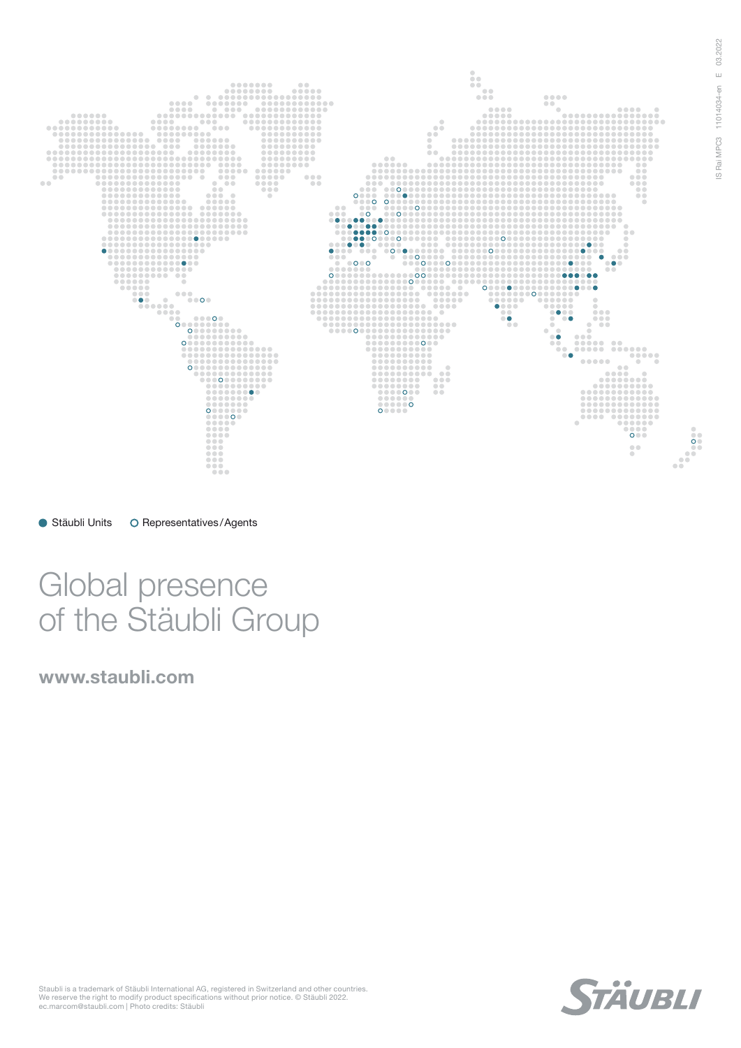● Stäubli Units ○ Representatives/Agents

# Global presence of the Stäubli Group

**www.staubli.com**

Staubli is a trademark of Stäubli International AG, registered in Switzerland and other countries.
We reserve the right to modify product specifications without prior notice. © Stäubli 2022.
ec.marcom@staubli.com | Photo credits: Stäubli

IS Rai MPC3 11014034-en E 03.2022